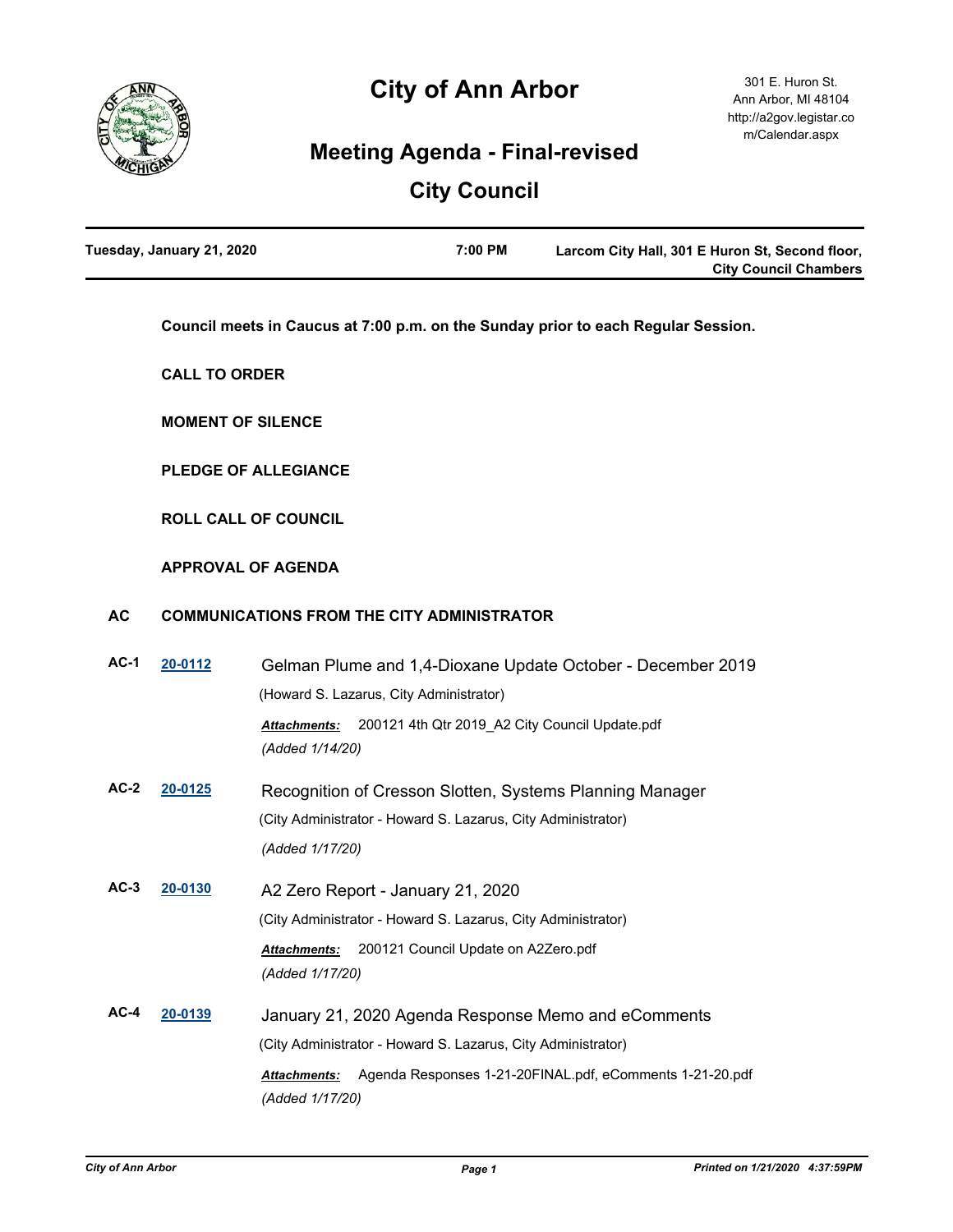# City of Ann Arbor

301 E. Huron St.
Ann Arbor, MI 48104
http://a2gov.legistar.com/Calendar.aspx

## Meeting Agenda - Final-revised

## City Council

**Tuesday, January 21, 2020** | **7:00 PM** | **Larcom City Hall, 301 E Huron St, Second floor, City Council Chambers**

**Council meets in Caucus at 7:00 p.m. on the Sunday prior to each Regular Session.**

**CALL TO ORDER**

**MOMENT OF SILENCE**

**PLEDGE OF ALLEGIANCE**

**ROLL CALL OF COUNCIL**

**APPROVAL OF AGENDA**

### AC COMMUNICATIONS FROM THE CITY ADMINISTRATOR

**AC-1** [20-0112] Gelman Plume and 1,4-Dioxane Update October - December 2019

(Howard S. Lazarus, City Administrator)

***Attachments:*** 200121 4th Qtr 2019_A2 City Council Update.pdf

*(Added 1/14/20)*

**AC-2** [20-0125] Recognition of Cresson Slotten, Systems Planning Manager

(City Administrator - Howard S. Lazarus, City Administrator)

*(Added 1/17/20)*

**AC-3** [20-0130] A2 Zero Report - January 21, 2020

(City Administrator - Howard S. Lazarus, City Administrator)

***Attachments:*** 200121 Council Update on A2Zero.pdf

*(Added 1/17/20)*

**AC-4** [20-0139] January 21, 2020 Agenda Response Memo and eComments

(City Administrator - Howard S. Lazarus, City Administrator)

***Attachments:*** Agenda Responses 1-21-20FINAL.pdf, eComments 1-21-20.pdf

*(Added 1/17/20)*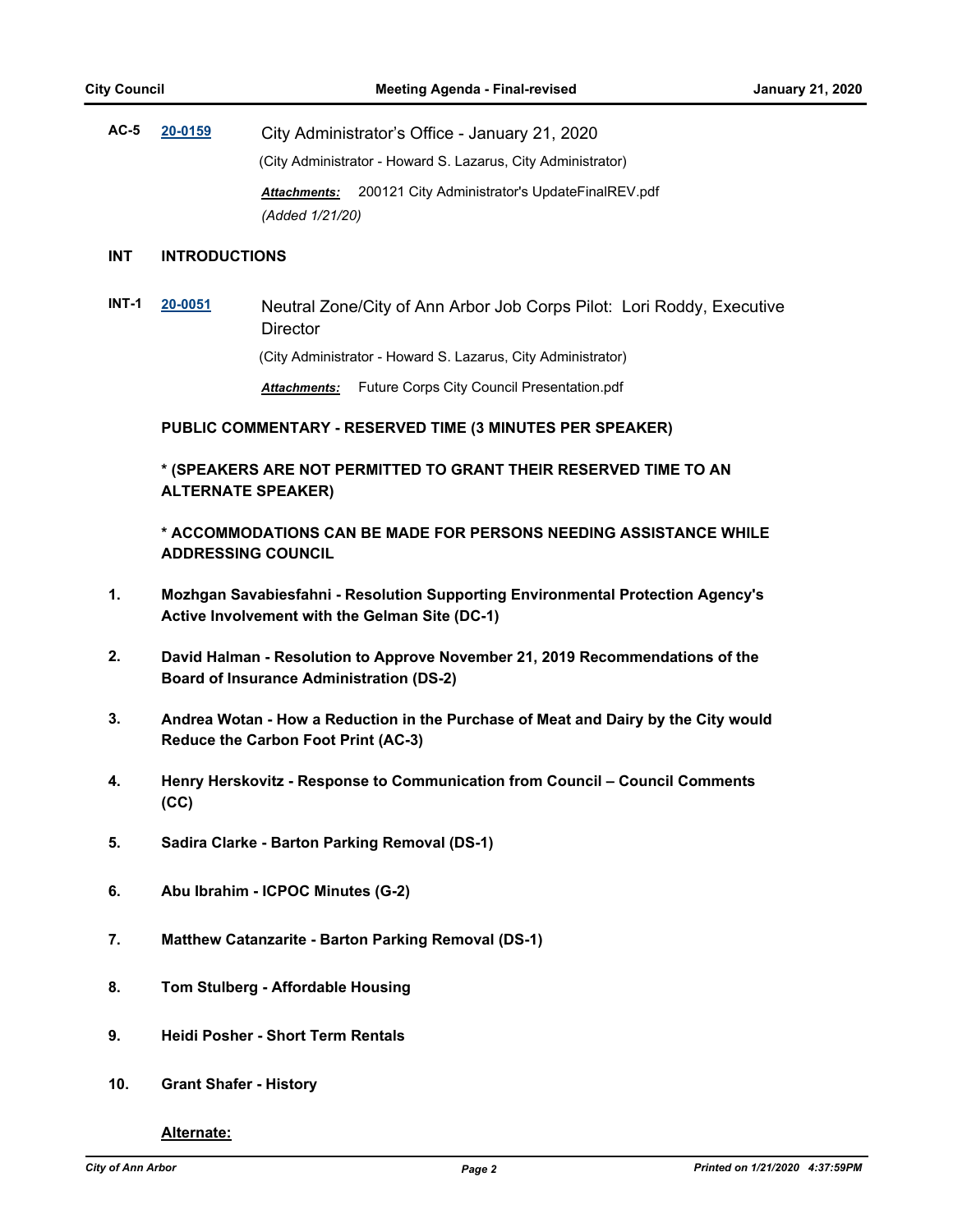**AC-5** **20-0159** City Administrator's Office - January 21, 2020

(City Administrator - Howard S. Lazarus, City Administrator)

***Attachments:*** 200121 City Administrator's UpdateFinalREV.pdf

*(Added 1/21/20)*

## INT INTRODUCTIONS

**INT-1** **20-0051** Neutral Zone/City of Ann Arbor Job Corps Pilot: Lori Roddy, Executive Director

(City Administrator - Howard S. Lazarus, City Administrator)

***Attachments:*** Future Corps City Council Presentation.pdf

**PUBLIC COMMENTARY - RESERVED TIME (3 MINUTES PER SPEAKER)**

*** (SPEAKERS ARE NOT PERMITTED TO GRANT THEIR RESERVED TIME TO AN ALTERNATE SPEAKER)**

*** ACCOMMODATIONS CAN BE MADE FOR PERSONS NEEDING ASSISTANCE WHILE ADDRESSING COUNCIL**

1. **Mozhgan Savabiesfahni - Resolution Supporting Environmental Protection Agency's Active Involvement with the Gelman Site (DC-1)**
2. **David Halman - Resolution to Approve November 21, 2019 Recommendations of the Board of Insurance Administration (DS-2)**
3. **Andrea Wotan - How a Reduction in the Purchase of Meat and Dairy by the City would Reduce the Carbon Foot Print (AC-3)**
4. **Henry Herskovitz - Response to Communication from Council – Council Comments (CC)**
5. **Sadira Clarke - Barton Parking Removal (DS-1)**
6. **Abu Ibrahim - ICPOC Minutes (G-2)**
7. **Matthew Catanzarite - Barton Parking Removal (DS-1)**
8. **Tom Stulberg - Affordable Housing**
9. **Heidi Posher - Short Term Rentals**
10. **Grant Shafer - History**

**Alternate:**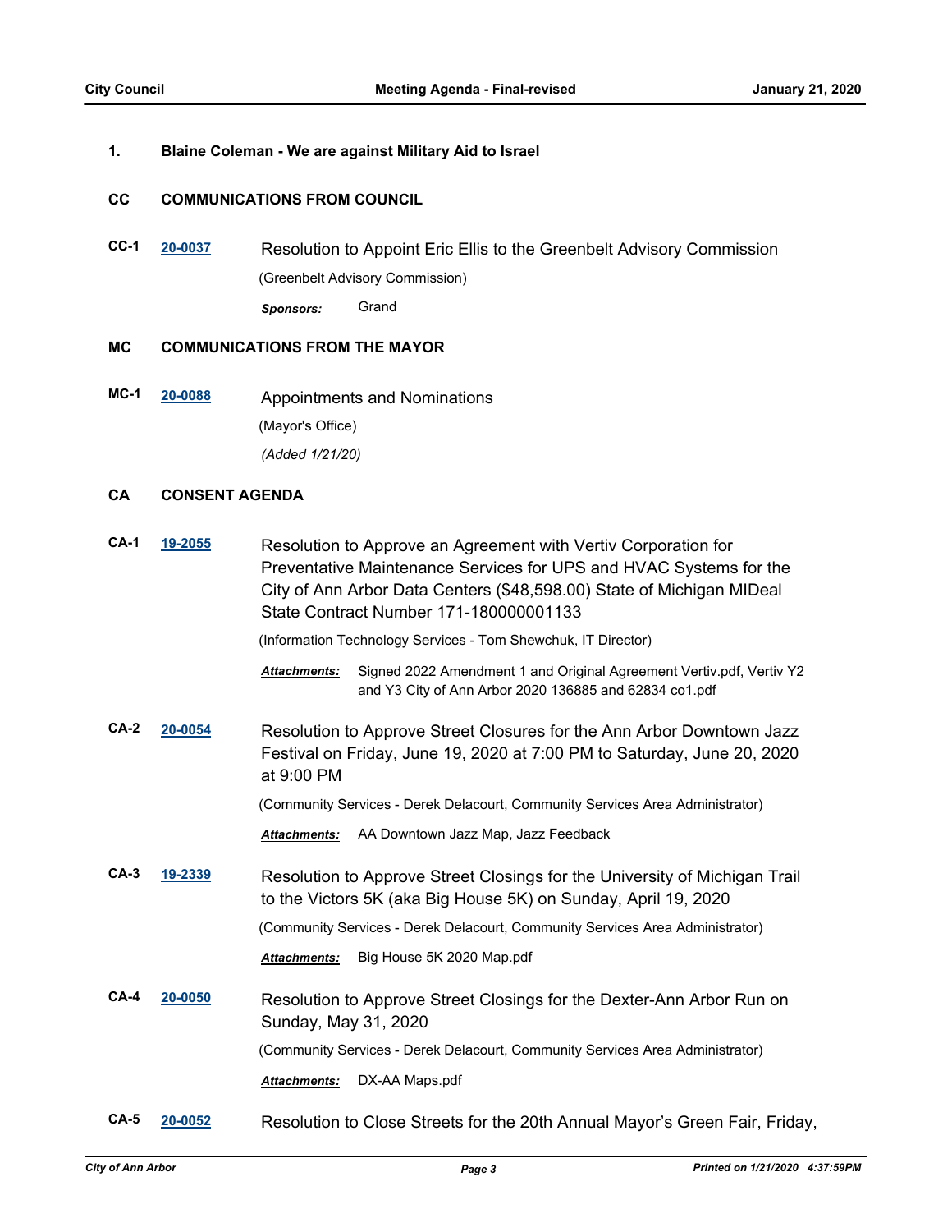**1.** **Blaine Coleman - We are against Military Aid to Israel**

## CC COMMUNICATIONS FROM COUNCIL

**CC-1** [20-0037] Resolution to Appoint Eric Ellis to the Greenbelt Advisory Commission

(Greenbelt Advisory Commission)

***Sponsors:*** Grand

## MC COMMUNICATIONS FROM THE MAYOR

**MC-1** [20-0088] Appointments and Nominations

(Mayor's Office)

*(Added 1/21/20)*

## CA CONSENT AGENDA

**CA-1** [19-2055] Resolution to Approve an Agreement with Vertiv Corporation for Preventative Maintenance Services for UPS and HVAC Systems for the City of Ann Arbor Data Centers ($48,598.00) State of Michigan MIDeal State Contract Number 171-180000001133

(Information Technology Services - Tom Shewchuk, IT Director)

***Attachments:*** Signed 2022 Amendment 1 and Original Agreement Vertiv.pdf, Vertiv Y2 and Y3 City of Ann Arbor 2020 136885 and 62834 co1.pdf

**CA-2** [20-0054] Resolution to Approve Street Closures for the Ann Arbor Downtown Jazz Festival on Friday, June 19, 2020 at 7:00 PM to Saturday, June 20, 2020 at 9:00 PM

(Community Services - Derek Delacourt, Community Services Area Administrator)

***Attachments:*** AA Downtown Jazz Map, Jazz Feedback

**CA-3** [19-2339] Resolution to Approve Street Closings for the University of Michigan Trail to the Victors 5K (aka Big House 5K) on Sunday, April 19, 2020

(Community Services - Derek Delacourt, Community Services Area Administrator)

***Attachments:*** Big House 5K 2020 Map.pdf

**CA-4** [20-0050] Resolution to Approve Street Closings for the Dexter-Ann Arbor Run on Sunday, May 31, 2020

(Community Services - Derek Delacourt, Community Services Area Administrator)

***Attachments:*** DX-AA Maps.pdf

**CA-5** [20-0052] Resolution to Close Streets for the 20th Annual Mayor's Green Fair, Friday,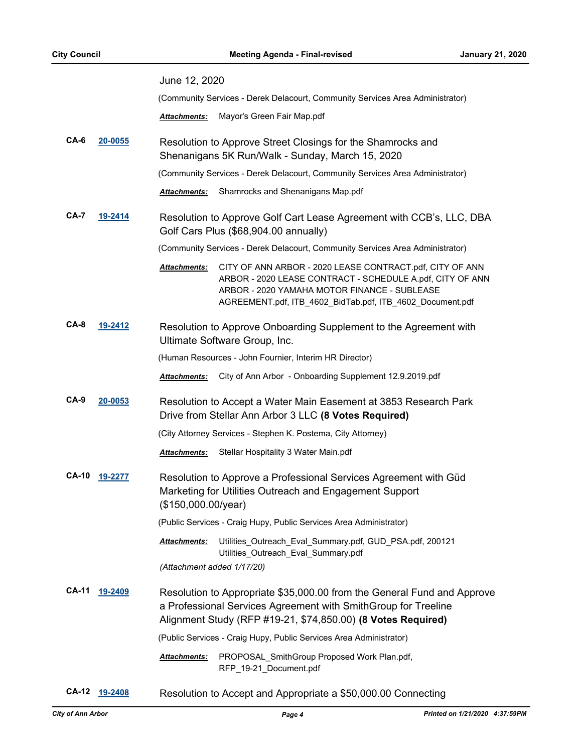June 12, 2020

(Community Services - Derek Delacourt, Community Services Area Administrator)

***Attachments:*** Mayor's Green Fair Map.pdf

**CA-6** **20-0055** Resolution to Approve Street Closings for the Shamrocks and Shenanigans 5K Run/Walk - Sunday, March 15, 2020

(Community Services - Derek Delacourt, Community Services Area Administrator)

***Attachments:*** Shamrocks and Shenanigans Map.pdf

**CA-7** **19-2414** Resolution to Approve Golf Cart Lease Agreement with CCB's, LLC, DBA Golf Cars Plus ($68,904.00 annually)

(Community Services - Derek Delacourt, Community Services Area Administrator)

***Attachments:*** CITY OF ANN ARBOR - 2020 LEASE CONTRACT.pdf, CITY OF ANN ARBOR - 2020 LEASE CONTRACT - SCHEDULE A.pdf, CITY OF ANN ARBOR - 2020 YAMAHA MOTOR FINANCE - SUBLEASE AGREEMENT.pdf, ITB_4602_BidTab.pdf, ITB_4602_Document.pdf

**CA-8** **19-2412** Resolution to Approve Onboarding Supplement to the Agreement with Ultimate Software Group, Inc.

(Human Resources - John Fournier, Interim HR Director)

***Attachments:*** City of Ann Arbor - Onboarding Supplement 12.9.2019.pdf

**CA-9** **20-0053** Resolution to Accept a Water Main Easement at 3853 Research Park Drive from Stellar Ann Arbor 3 LLC **(8 Votes Required)**

(City Attorney Services - Stephen K. Postema, City Attorney)

***Attachments:*** Stellar Hospitality 3 Water Main.pdf

**CA-10** **19-2277** Resolution to Approve a Professional Services Agreement with Güd Marketing for Utilities Outreach and Engagement Support ($150,000.00/year)

(Public Services - Craig Hupy, Public Services Area Administrator)

***Attachments:*** Utilities_Outreach_Eval_Summary.pdf, GUD_PSA.pdf, 200121 Utilities_Outreach_Eval_Summary.pdf

*(Attachment added 1/17/20)*

**CA-11** **19-2409** Resolution to Appropriate $35,000.00 from the General Fund and Approve a Professional Services Agreement with SmithGroup for Treeline Alignment Study (RFP #19-21, $74,850.00) **(8 Votes Required)**

(Public Services - Craig Hupy, Public Services Area Administrator)

***Attachments:*** PROPOSAL_SmithGroup Proposed Work Plan.pdf, RFP_19-21_Document.pdf

**CA-12** **19-2408** Resolution to Accept and Appropriate a $50,000.00 Connecting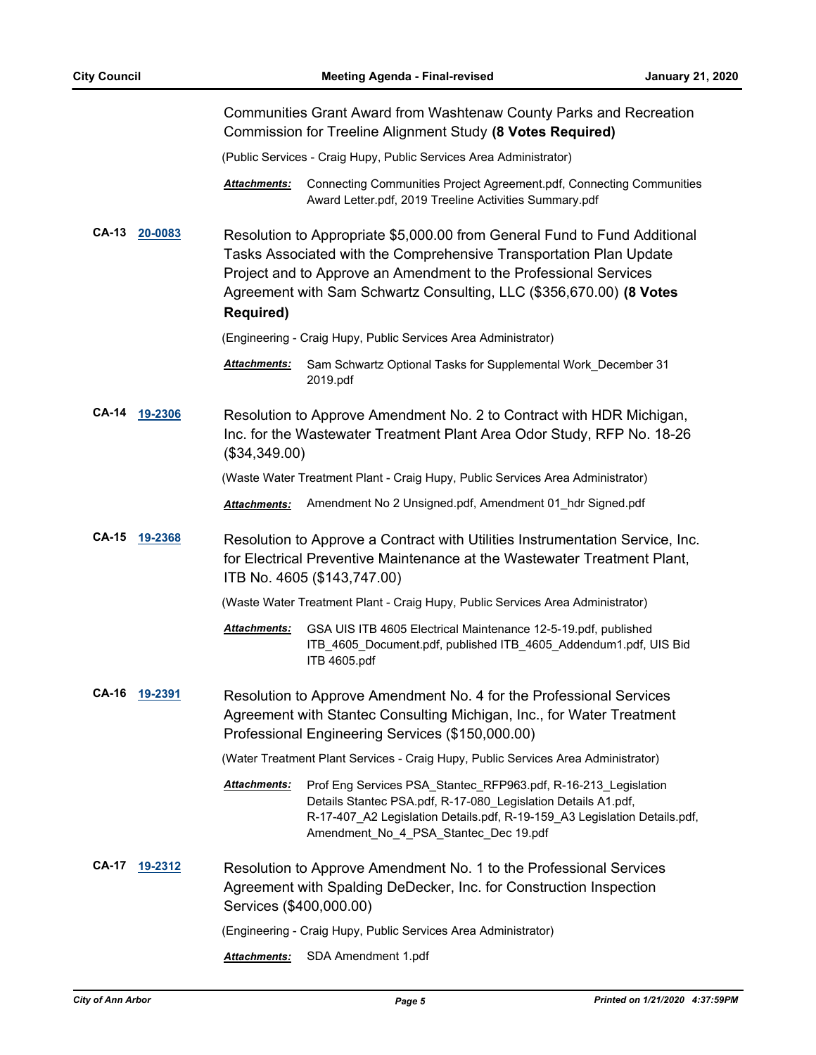Communities Grant Award from Washtenaw County Parks and Recreation Commission for Treeline Alignment Study **(8 Votes Required)**

(Public Services - Craig Hupy, Public Services Area Administrator)

***Attachments:*** Connecting Communities Project Agreement.pdf, Connecting Communities Award Letter.pdf, 2019 Treeline Activities Summary.pdf

**CA-13** **20-0083**

Resolution to Appropriate $5,000.00 from General Fund to Fund Additional Tasks Associated with the Comprehensive Transportation Plan Update Project and to Approve an Amendment to the Professional Services Agreement with Sam Schwartz Consulting, LLC ($356,670.00) **(8 Votes Required)**

(Engineering - Craig Hupy, Public Services Area Administrator)

***Attachments:*** Sam Schwartz Optional Tasks for Supplemental Work_December 31 2019.pdf

**CA-14** **19-2306**

Resolution to Approve Amendment No. 2 to Contract with HDR Michigan, Inc. for the Wastewater Treatment Plant Area Odor Study, RFP No. 18-26 ($34,349.00)

(Waste Water Treatment Plant - Craig Hupy, Public Services Area Administrator)

***Attachments:*** Amendment No 2 Unsigned.pdf, Amendment 01_hdr Signed.pdf

**CA-15** **19-2368**

Resolution to Approve a Contract with Utilities Instrumentation Service, Inc. for Electrical Preventive Maintenance at the Wastewater Treatment Plant, ITB No. 4605 ($143,747.00)

(Waste Water Treatment Plant - Craig Hupy, Public Services Area Administrator)

***Attachments:*** GSA UIS ITB 4605 Electrical Maintenance 12-5-19.pdf, published ITB_4605_Document.pdf, published ITB_4605_Addendum1.pdf, UIS Bid ITB 4605.pdf

**CA-16** **19-2391**

Resolution to Approve Amendment No. 4 for the Professional Services Agreement with Stantec Consulting Michigan, Inc., for Water Treatment Professional Engineering Services ($150,000.00)

(Water Treatment Plant Services - Craig Hupy, Public Services Area Administrator)

***Attachments:*** Prof Eng Services PSA_Stantec_RFP963.pdf, R-16-213_Legislation Details Stantec PSA.pdf, R-17-080_Legislation Details A1.pdf, R-17-407_A2 Legislation Details.pdf, R-19-159_A3 Legislation Details.pdf, Amendment_No_4_PSA_Stantec_Dec 19.pdf

**CA-17** **19-2312**

Resolution to Approve Amendment No. 1 to the Professional Services Agreement with Spalding DeDecker, Inc. for Construction Inspection Services ($400,000.00)

(Engineering - Craig Hupy, Public Services Area Administrator)

***Attachments:*** SDA Amendment 1.pdf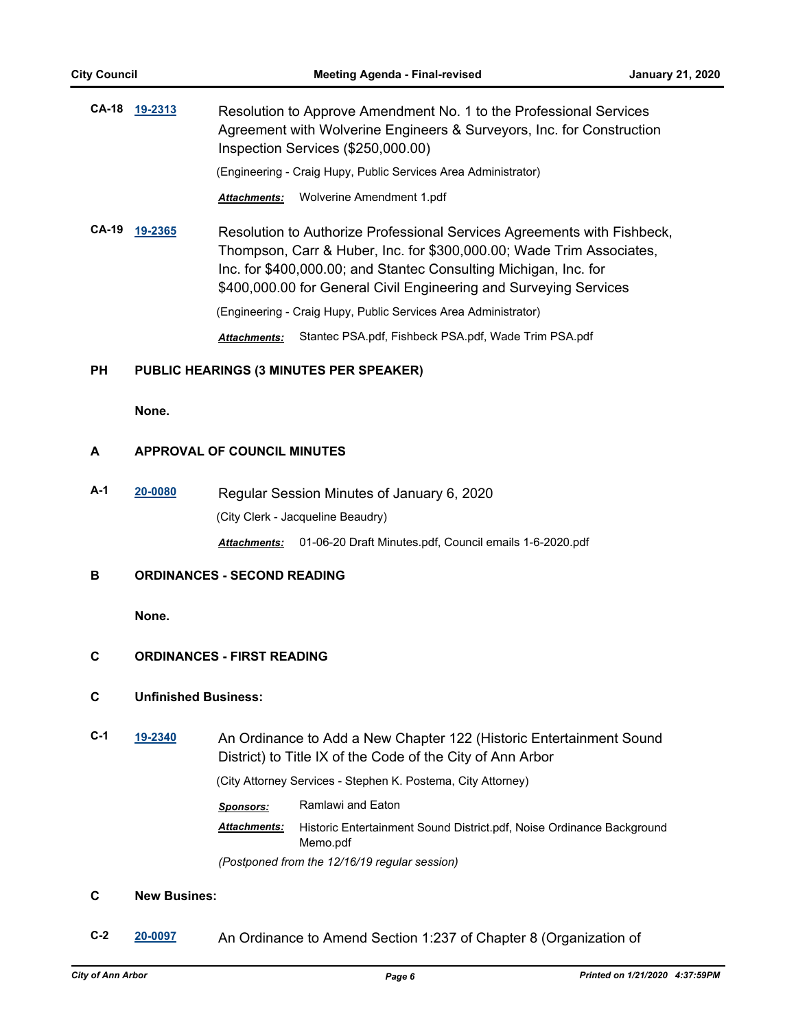**CA-18** **19-2313** Resolution to Approve Amendment No. 1 to the Professional Services Agreement with Wolverine Engineers & Surveyors, Inc. for Construction Inspection Services ($250,000.00)

(Engineering - Craig Hupy, Public Services Area Administrator)

***Attachments:*** Wolverine Amendment 1.pdf

**CA-19** **19-2365** Resolution to Authorize Professional Services Agreements with Fishbeck, Thompson, Carr & Huber, Inc. for $300,000.00; Wade Trim Associates, Inc. for $400,000.00; and Stantec Consulting Michigan, Inc. for $400,000.00 for General Civil Engineering and Surveying Services

(Engineering - Craig Hupy, Public Services Area Administrator)

***Attachments:*** Stantec PSA.pdf, Fishbeck PSA.pdf, Wade Trim PSA.pdf

## PH PUBLIC HEARINGS (3 MINUTES PER SPEAKER)

**None.**

## A APPROVAL OF COUNCIL MINUTES

**A-1** **20-0080** Regular Session Minutes of January 6, 2020

(City Clerk - Jacqueline Beaudry)

***Attachments:*** 01-06-20 Draft Minutes.pdf, Council emails 1-6-2020.pdf

## B ORDINANCES - SECOND READING

**None.**

## C ORDINANCES - FIRST READING

## C Unfinished Business:

**C-1** **19-2340** An Ordinance to Add a New Chapter 122 (Historic Entertainment Sound District) to Title IX of the Code of the City of Ann Arbor

(City Attorney Services - Stephen K. Postema, City Attorney)

***Sponsors:*** Ramlawi and Eaton

***Attachments:*** Historic Entertainment Sound District.pdf, Noise Ordinance Background Memo.pdf

*(Postponed from the 12/16/19 regular session)*

## C New Busines:

**C-2** **20-0097** An Ordinance to Amend Section 1:237 of Chapter 8 (Organization of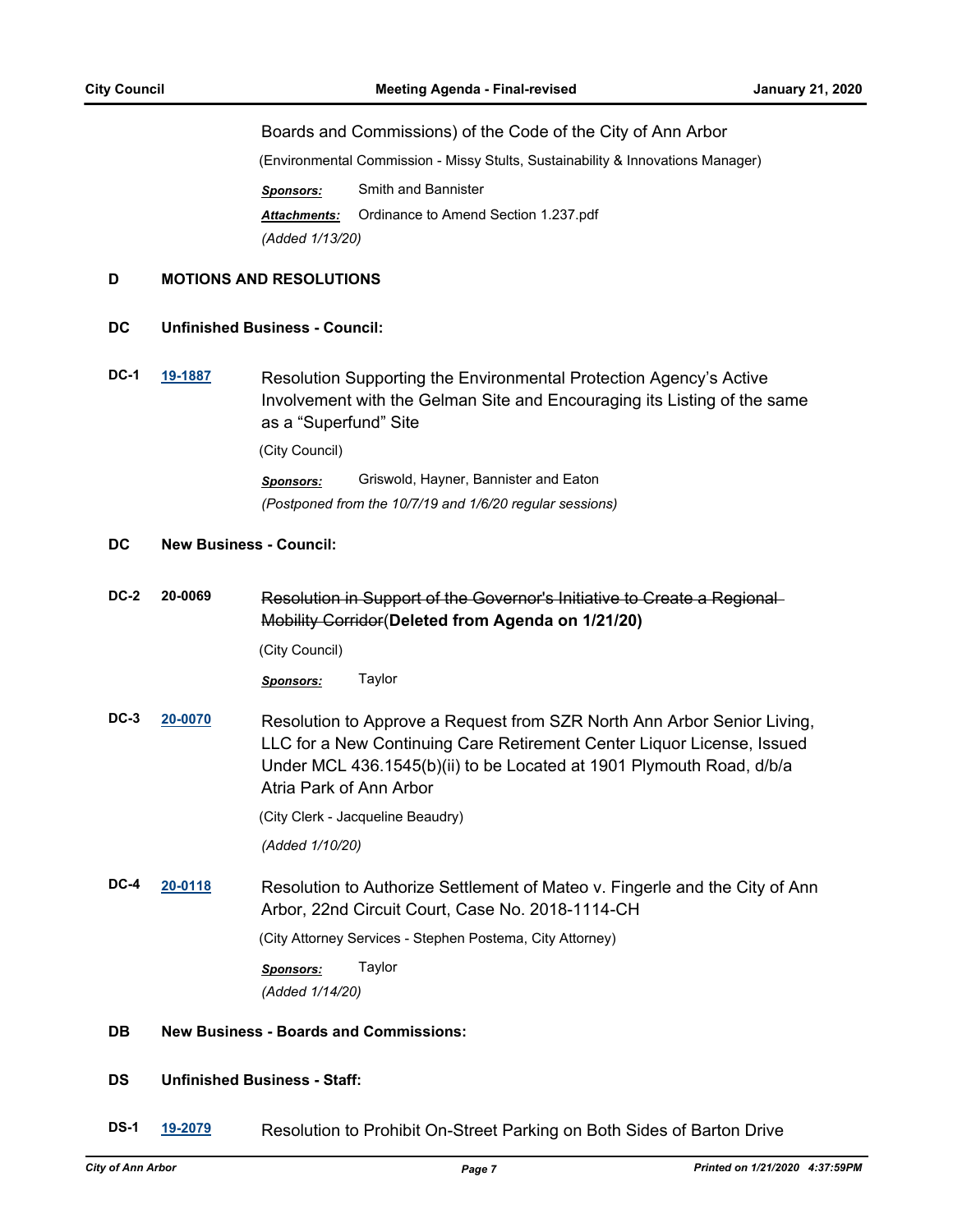Boards and Commissions) of the Code of the City of Ann Arbor

(Environmental Commission - Missy Stults, Sustainability & Innovations Manager)

***Sponsors:*** Smith and Bannister

***Attachments:*** Ordinance to Amend Section 1.237.pdf

*(Added 1/13/20)*

## D MOTIONS AND RESOLUTIONS

### DC Unfinished Business - Council:

**DC-1** [19-1887](19-1887) Resolution Supporting the Environmental Protection Agency's Active Involvement with the Gelman Site and Encouraging its Listing of the same as a "Superfund" Site

(City Council)

***Sponsors:*** Griswold, Hayner, Bannister and Eaton

*(Postponed from the 10/7/19 and 1/6/20 regular sessions)*

### DC New Business - Council:

**DC-2** 20-0069 ~~Resolution in Support of the Governor's Initiative to Create a Regional Mobility Corridor~~(**Deleted from Agenda on 1/21/20)**

(City Council)

***Sponsors:*** Taylor

**DC-3** [20-0070](20-0070) Resolution to Approve a Request from SZR North Ann Arbor Senior Living, LLC for a New Continuing Care Retirement Center Liquor License, Issued Under MCL 436.1545(b)(ii) to be Located at 1901 Plymouth Road, d/b/a Atria Park of Ann Arbor

(City Clerk - Jacqueline Beaudry)

*(Added 1/10/20)*

**DC-4** [20-0118](20-0118) Resolution to Authorize Settlement of Mateo v. Fingerle and the City of Ann Arbor, 22nd Circuit Court, Case No. 2018-1114-CH

(City Attorney Services - Stephen Postema, City Attorney)

***Sponsors:*** Taylor

*(Added 1/14/20)*

### DB New Business - Boards and Commissions:

### DS Unfinished Business - Staff:

**DS-1** [19-2079](19-2079) Resolution to Prohibit On-Street Parking on Both Sides of Barton Drive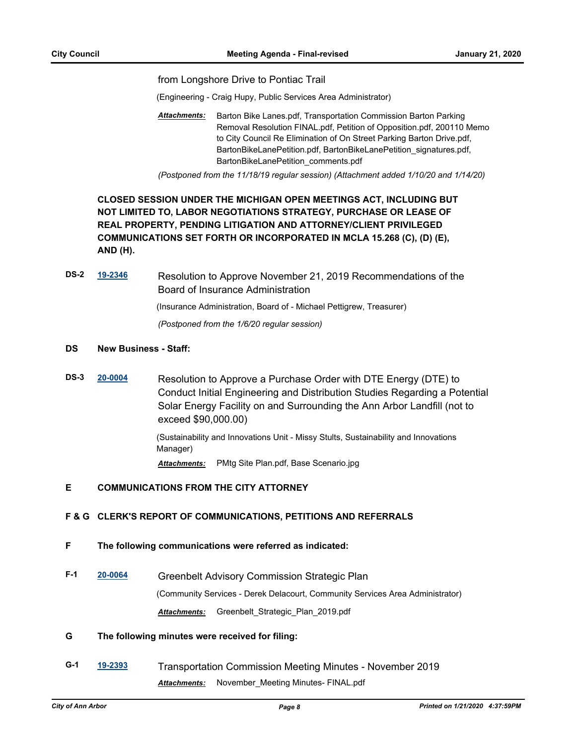from Longshore Drive to Pontiac Trail

(Engineering - Craig Hupy, Public Services Area Administrator)

***Attachments:*** Barton Bike Lanes.pdf, Transportation Commission Barton Parking Removal Resolution FINAL.pdf, Petition of Opposition.pdf, 200110 Memo to City Council Re Elimination of On Street Parking Barton Drive.pdf, BartonBikeLanePetition.pdf, BartonBikeLanePetition_signatures.pdf, BartonBikeLanePetition_comments.pdf

*(Postponed from the 11/18/19 regular session) (Attachment added 1/10/20 and 1/14/20)*

**CLOSED SESSION UNDER THE MICHIGAN OPEN MEETINGS ACT, INCLUDING BUT NOT LIMITED TO, LABOR NEGOTIATIONS STRATEGY, PURCHASE OR LEASE OF REAL PROPERTY, PENDING LITIGATION AND ATTORNEY/CLIENT PRIVILEGED COMMUNICATIONS SET FORTH OR INCORPORATED IN MCLA 15.268 (C), (D) (E), AND (H).**

**DS-2** **19-2346** Resolution to Approve November 21, 2019 Recommendations of the Board of Insurance Administration

(Insurance Administration, Board of - Michael Pettigrew, Treasurer)

*(Postponed from the 1/6/20 regular session)*

## DS New Business - Staff:

**DS-3** **20-0004** Resolution to Approve a Purchase Order with DTE Energy (DTE) to Conduct Initial Engineering and Distribution Studies Regarding a Potential Solar Energy Facility on and Surrounding the Ann Arbor Landfill (not to exceed $90,000.00)

(Sustainability and Innovations Unit - Missy Stults, Sustainability and Innovations Manager)

***Attachments:*** PMtg Site Plan.pdf, Base Scenario.jpg

## E COMMUNICATIONS FROM THE CITY ATTORNEY

## F & G CLERK'S REPORT OF COMMUNICATIONS, PETITIONS AND REFERRALS

## F The following communications were referred as indicated:

**F-1** **20-0064** Greenbelt Advisory Commission Strategic Plan

(Community Services - Derek Delacourt, Community Services Area Administrator)

***Attachments:*** Greenbelt_Strategic_Plan_2019.pdf

## G The following minutes were received for filing:

**G-1** **19-2393** Transportation Commission Meeting Minutes - November 2019

***Attachments:*** November_Meeting Minutes- FINAL.pdf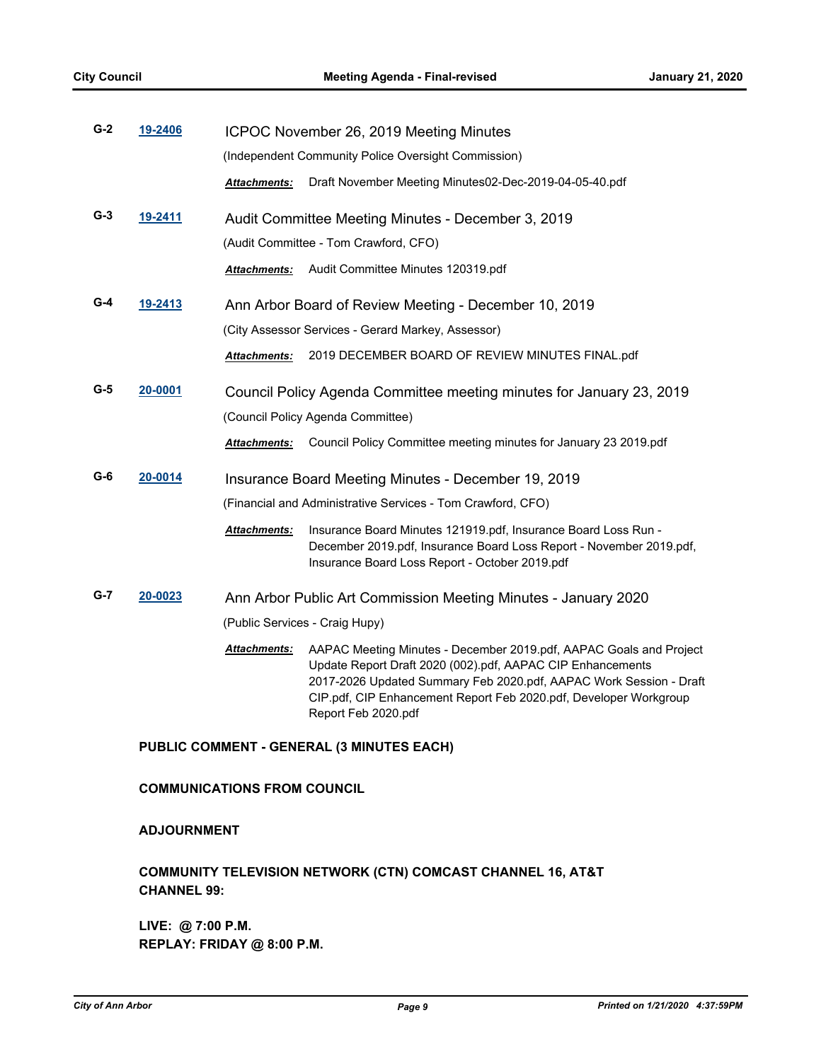**G-2** **19-2406** ICPOC November 26, 2019 Meeting Minutes

(Independent Community Police Oversight Commission)

***Attachments:*** Draft November Meeting Minutes02-Dec-2019-04-05-40.pdf

**G-3** **19-2411** Audit Committee Meeting Minutes - December 3, 2019

(Audit Committee - Tom Crawford, CFO)

***Attachments:*** Audit Committee Minutes 120319.pdf

**G-4** **19-2413** Ann Arbor Board of Review Meeting - December 10, 2019

(City Assessor Services - Gerard Markey, Assessor)

***Attachments:*** 2019 DECEMBER BOARD OF REVIEW MINUTES FINAL.pdf

**G-5** **20-0001** Council Policy Agenda Committee meeting minutes for January 23, 2019

(Council Policy Agenda Committee)

***Attachments:*** Council Policy Committee meeting minutes for January 23 2019.pdf

**G-6** **20-0014** Insurance Board Meeting Minutes - December 19, 2019

(Financial and Administrative Services - Tom Crawford, CFO)

***Attachments:*** Insurance Board Minutes 121919.pdf, Insurance Board Loss Run - December 2019.pdf, Insurance Board Loss Report - November 2019.pdf, Insurance Board Loss Report - October 2019.pdf

**G-7** **20-0023** Ann Arbor Public Art Commission Meeting Minutes - January 2020

(Public Services - Craig Hupy)

***Attachments:*** AAPAC Meeting Minutes - December 2019.pdf, AAPAC Goals and Project Update Report Draft 2020 (002).pdf, AAPAC CIP Enhancements 2017-2026 Updated Summary Feb 2020.pdf, AAPAC Work Session - Draft CIP.pdf, CIP Enhancement Report Feb 2020.pdf, Developer Workgroup Report Feb 2020.pdf

**PUBLIC COMMENT - GENERAL (3 MINUTES EACH)**

**COMMUNICATIONS FROM COUNCIL**

**ADJOURNMENT**

**COMMUNITY TELEVISION NETWORK (CTN) COMCAST CHANNEL 16, AT&T CHANNEL 99:**

**LIVE: @ 7:00 P.M.**
**REPLAY: FRIDAY @ 8:00 P.M.**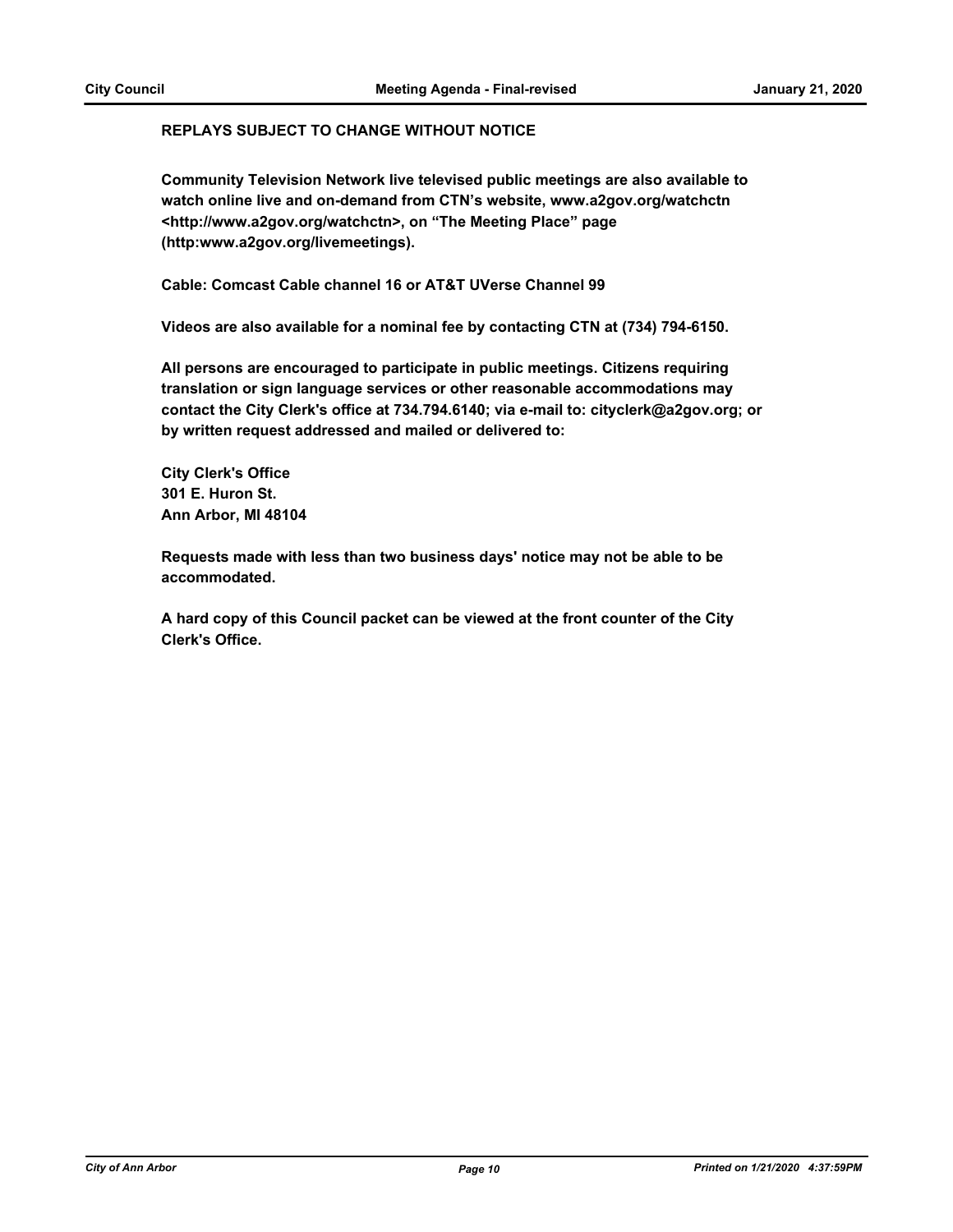**REPLAYS SUBJECT TO CHANGE WITHOUT NOTICE**

**Community Television Network live televised public meetings are also available to watch online live and on-demand from CTN's website, www.a2gov.org/watchctn <http://www.a2gov.org/watchctn>, on "The Meeting Place" page (http:www.a2gov.org/livemeetings).**

**Cable: Comcast Cable channel 16 or AT&T UVerse Channel 99**

**Videos are also available for a nominal fee by contacting CTN at (734) 794-6150.**

**All persons are encouraged to participate in public meetings. Citizens requiring translation or sign language services or other reasonable accommodations may contact the City Clerk's office at 734.794.6140; via e-mail to: cityclerk@a2gov.org; or by written request addressed and mailed or delivered to:**

**City Clerk's Office**
**301 E. Huron St.**
**Ann Arbor, MI 48104**

**Requests made with less than two business days' notice may not be able to be accommodated.**

**A hard copy of this Council packet can be viewed at the front counter of the City Clerk's Office.**